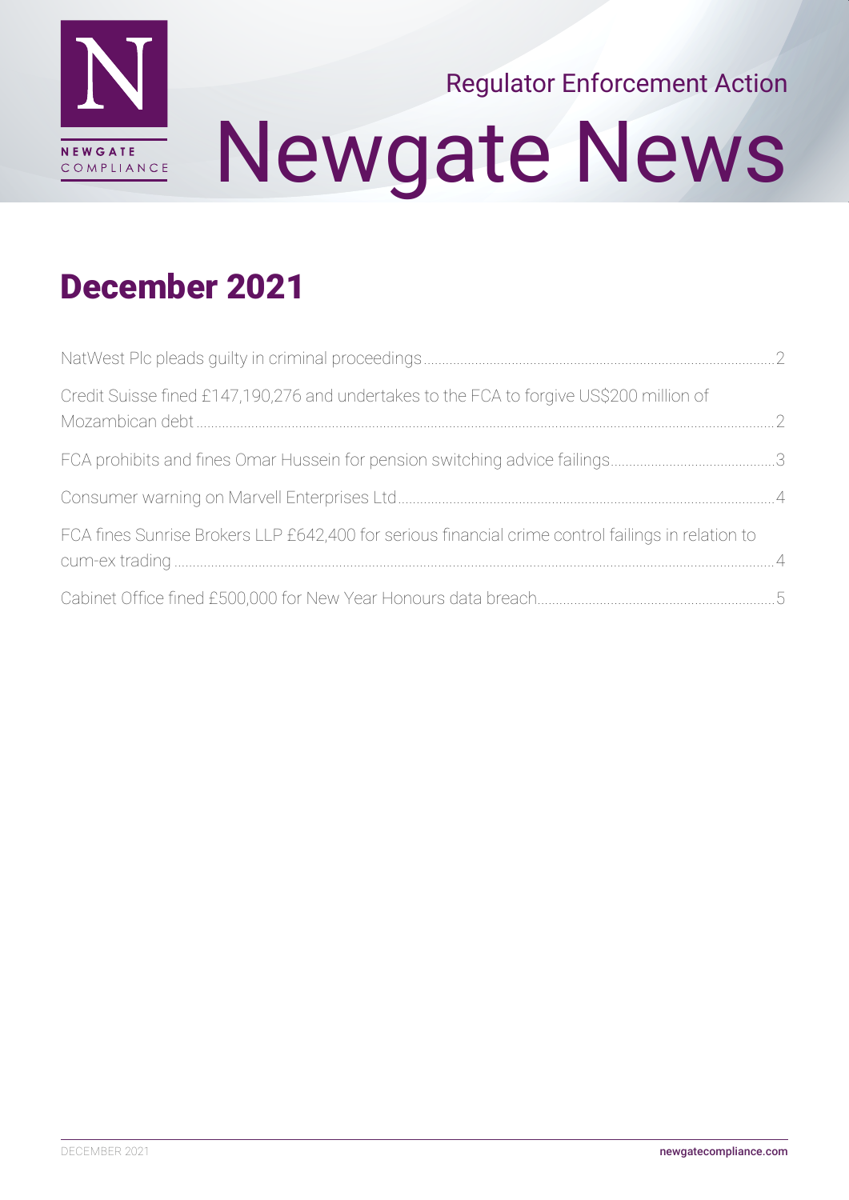NEWGATE COMPLIANCE

Regulator Enforcement Action

# Newgate News

## December 2021

- NatWest Plc pleads guilty in criminal proceedings ........ 2
- Credit Suisse fined £147,190,276 and undertakes to the FCA to forgive US$200 million of Mozambican debt ........ 2
- FCA prohibits and fines Omar Hussein for pension switching advice failings ........ 3
- Consumer warning on Marvell Enterprises Ltd ........ 4
- FCA fines Sunrise Brokers LLP £642,400 for serious financial crime control failings in relation to cum-ex trading ........ 4
- Cabinet Office fined £500,000 for New Year Honours data breach ........ 5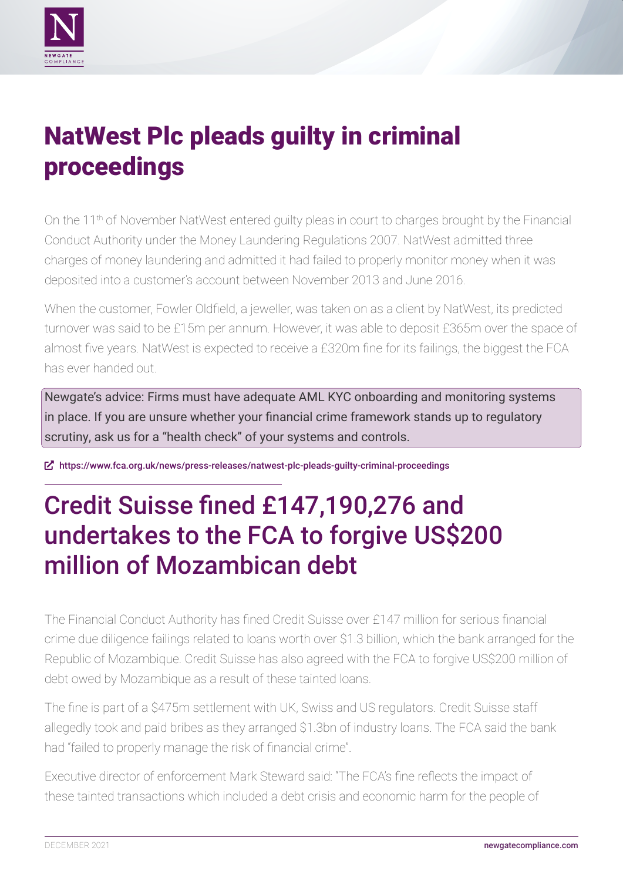# NatWest Plc pleads guilty in criminal proceedings

On the 11th of November NatWest entered guilty pleas in court to charges brought by the Financial Conduct Authority under the Money Laundering Regulations 2007. NatWest admitted three charges of money laundering and admitted it had failed to properly monitor money when it was deposited into a customer's account between November 2013 and June 2016.

When the customer, Fowler Oldfield, a jeweller, was taken on as a client by NatWest, its predicted turnover was said to be £15m per annum. However, it was able to deposit £365m over the space of almost five years. NatWest is expected to receive a £320m fine for its failings, the biggest the FCA has ever handed out.

Newgate's advice: Firms must have adequate AML KYC onboarding and monitoring systems in place. If you are unsure whether your financial crime framework stands up to regulatory scrutiny, ask us for a "health check" of your systems and controls.

https://www.fca.org.uk/news/press-releases/natwest-plc-pleads-guilty-criminal-proceedings

# Credit Suisse fined £147,190,276 and undertakes to the FCA to forgive US$200 million of Mozambican debt

The Financial Conduct Authority has fined Credit Suisse over £147 million for serious financial crime due diligence failings related to loans worth over $1.3 billion, which the bank arranged for the Republic of Mozambique. Credit Suisse has also agreed with the FCA to forgive US$200 million of debt owed by Mozambique as a result of these tainted loans.

The fine is part of a $475m settlement with UK, Swiss and US regulators. Credit Suisse staff allegedly took and paid bribes as they arranged $1.3bn of industry loans. The FCA said the bank had "failed to properly manage the risk of financial crime".

Executive director of enforcement Mark Steward said: "The FCA's fine reflects the impact of these tainted transactions which included a debt crisis and economic harm for the people of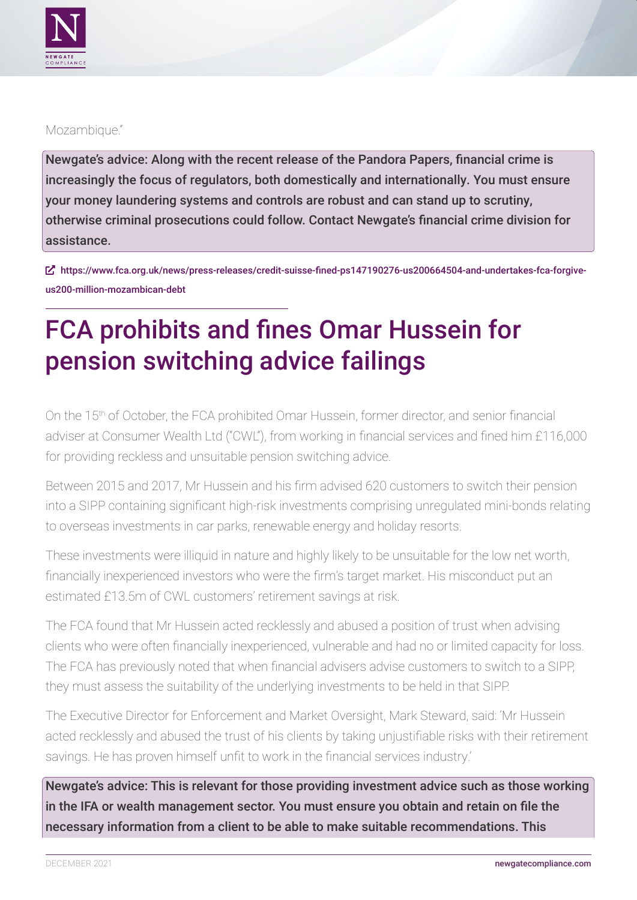Mozambique."

**Newgate's advice: Along with the recent release of the Pandora Papers, financial crime is increasingly the focus of regulators, both domestically and internationally. You must ensure your money laundering systems and controls are robust and can stand up to scrutiny, otherwise criminal prosecutions could follow. Contact Newgate's financial crime division for assistance.**

https://www.fca.org.uk/news/press-releases/credit-suisse-fined-ps147190276-us200664504-and-undertakes-fca-forgive-us200-million-mozambican-debt

# FCA prohibits and fines Omar Hussein for pension switching advice failings

On the 15th of October, the FCA prohibited Omar Hussein, former director, and senior financial adviser at Consumer Wealth Ltd ("CWL"), from working in financial services and fined him £116,000 for providing reckless and unsuitable pension switching advice.

Between 2015 and 2017, Mr Hussein and his firm advised 620 customers to switch their pension into a SIPP containing significant high-risk investments comprising unregulated mini-bonds relating to overseas investments in car parks, renewable energy and holiday resorts.

These investments were illiquid in nature and highly likely to be unsuitable for the low net worth, financially inexperienced investors who were the firm's target market. His misconduct put an estimated £13.5m of CWL customers' retirement savings at risk.

The FCA found that Mr Hussein acted recklessly and abused a position of trust when advising clients who were often financially inexperienced, vulnerable and had no or limited capacity for loss. The FCA has previously noted that when financial advisers advise customers to switch to a SIPP, they must assess the suitability of the underlying investments to be held in that SIPP.

The Executive Director for Enforcement and Market Oversight, Mark Steward, said: 'Mr Hussein acted recklessly and abused the trust of his clients by taking unjustifiable risks with their retirement savings. He has proven himself unfit to work in the financial services industry.'

**Newgate's advice: This is relevant for those providing investment advice such as those working in the IFA or wealth management sector. You must ensure you obtain and retain on file the necessary information from a client to be able to make suitable recommendations. This**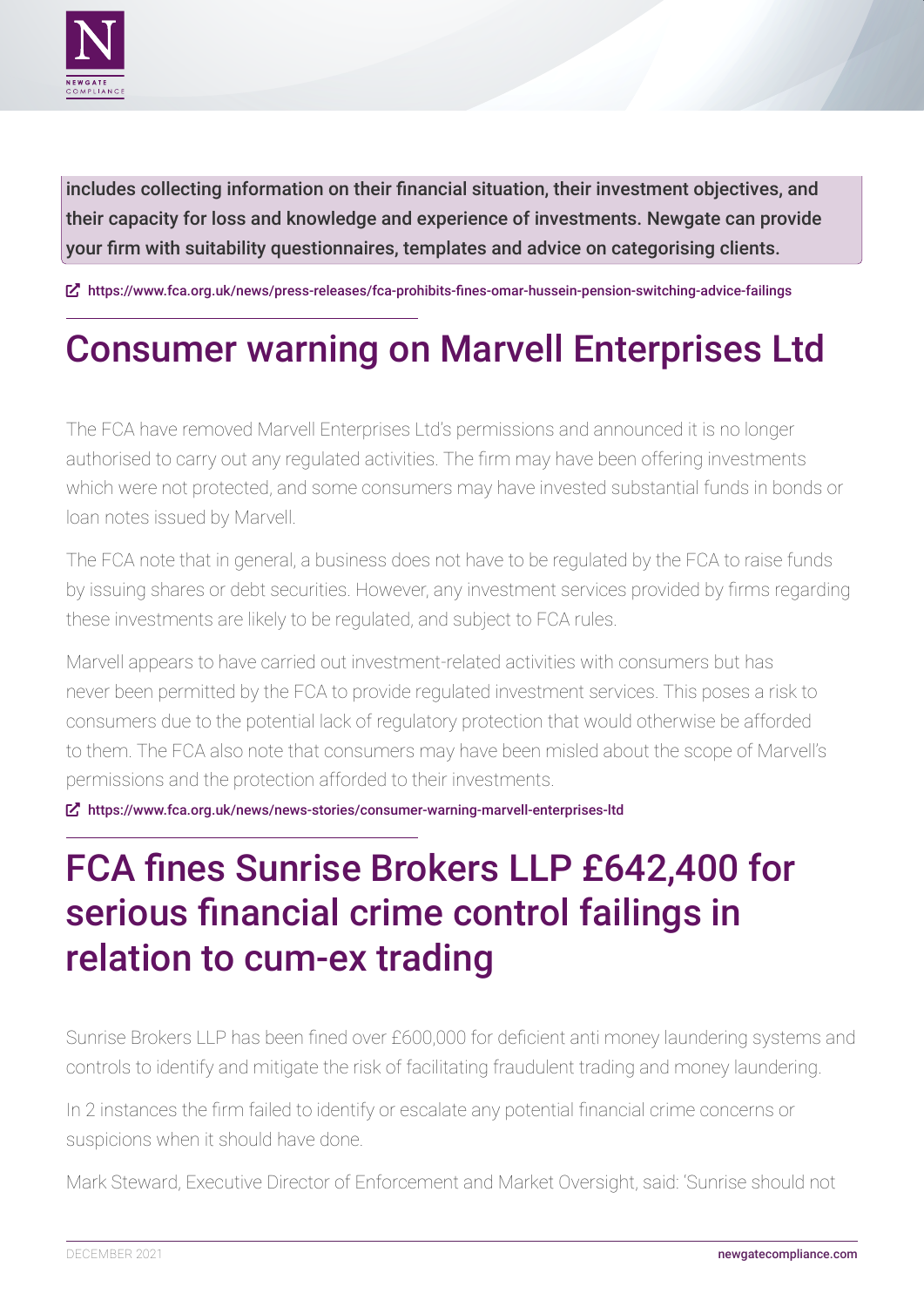includes collecting information on their financial situation, their investment objectives, and their capacity for loss and knowledge and experience of investments. Newgate can provide your firm with suitability questionnaires, templates and advice on categorising clients.

https://www.fca.org.uk/news/press-releases/fca-prohibits-fines-omar-hussein-pension-switching-advice-failings

## Consumer warning on Marvell Enterprises Ltd

The FCA have removed Marvell Enterprises Ltd's permissions and announced it is no longer authorised to carry out any regulated activities. The firm may have been offering investments which were not protected, and some consumers may have invested substantial funds in bonds or loan notes issued by Marvell.

The FCA note that in general, a business does not have to be regulated by the FCA to raise funds by issuing shares or debt securities. However, any investment services provided by firms regarding these investments are likely to be regulated, and subject to FCA rules.

Marvell appears to have carried out investment-related activities with consumers but has never been permitted by the FCA to provide regulated investment services. This poses a risk to consumers due to the potential lack of regulatory protection that would otherwise be afforded to them. The FCA also note that consumers may have been misled about the scope of Marvell's permissions and the protection afforded to their investments.

https://www.fca.org.uk/news/news-stories/consumer-warning-marvell-enterprises-ltd

## FCA fines Sunrise Brokers LLP £642,400 for serious financial crime control failings in relation to cum-ex trading

Sunrise Brokers LLP has been fined over £600,000 for deficient anti money laundering systems and controls to identify and mitigate the risk of facilitating fraudulent trading and money laundering.

In 2 instances the firm failed to identify or escalate any potential financial crime concerns or suspicions when it should have done.

Mark Steward, Executive Director of Enforcement and Market Oversight, said: 'Sunrise should not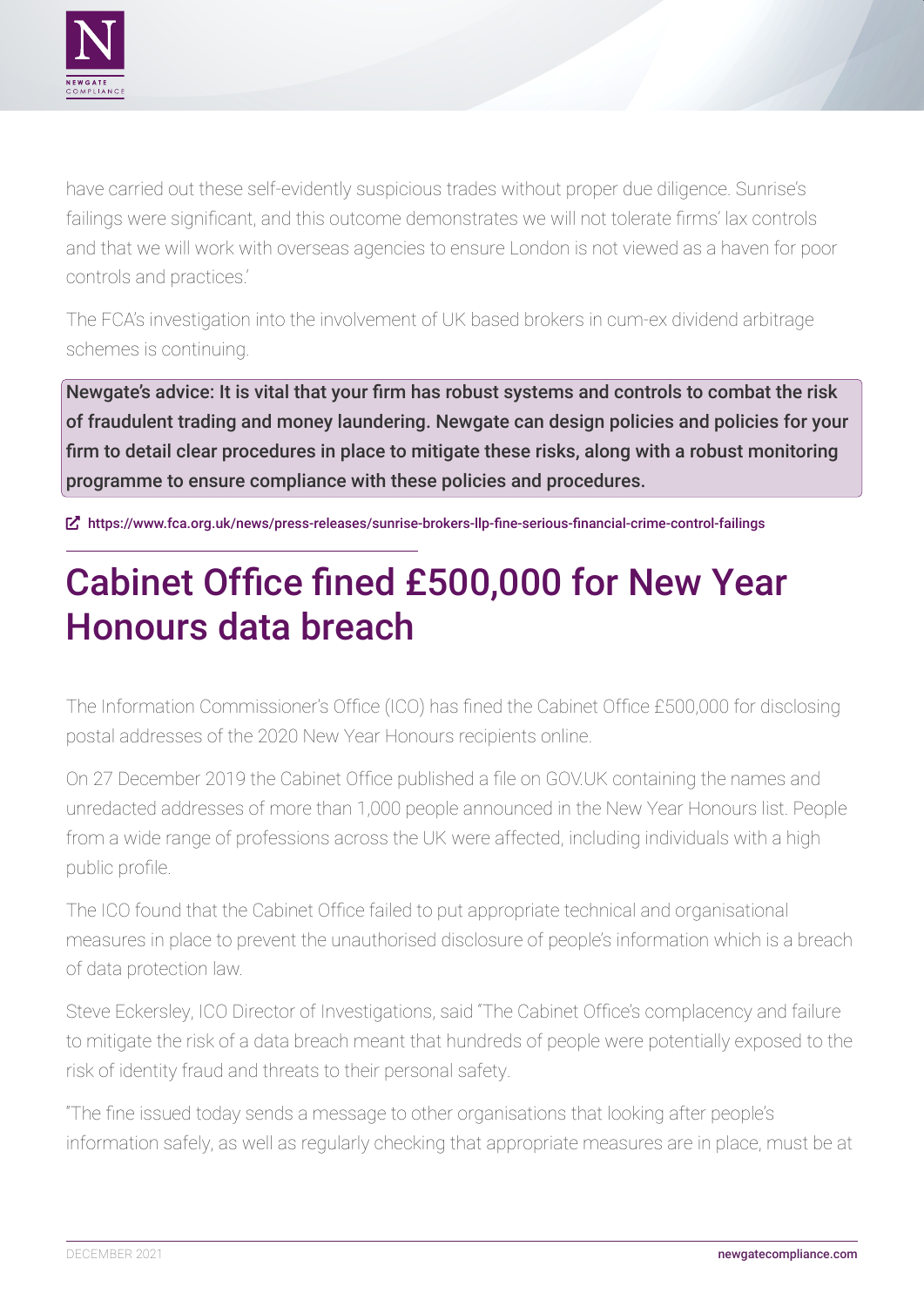have carried out these self-evidently suspicious trades without proper due diligence. Sunrise's failings were significant, and this outcome demonstrates we will not tolerate firms' lax controls and that we will work with overseas agencies to ensure London is not viewed as a haven for poor controls and practices.'

The FCA's investigation into the involvement of UK based brokers in cum-ex dividend arbitrage schemes is continuing.

**Newgate's advice: It is vital that your firm has robust systems and controls to combat the risk of fraudulent trading and money laundering. Newgate can design policies and policies for your firm to detail clear procedures in place to mitigate these risks, along with a robust monitoring programme to ensure compliance with these policies and procedures.**

https://www.fca.org.uk/news/press-releases/sunrise-brokers-llp-fine-serious-financial-crime-control-failings

# Cabinet Office fined £500,000 for New Year Honours data breach

The Information Commissioner's Office (ICO) has fined the Cabinet Office £500,000 for disclosing postal addresses of the 2020 New Year Honours recipients online.

On 27 December 2019 the Cabinet Office published a file on GOV.UK containing the names and unredacted addresses of more than 1,000 people announced in the New Year Honours list. People from a wide range of professions across the UK were affected, including individuals with a high public profile.

The ICO found that the Cabinet Office failed to put appropriate technical and organisational measures in place to prevent the unauthorised disclosure of people's information which is a breach of data protection law.

Steve Eckersley, ICO Director of Investigations, said "The Cabinet Office's complacency and failure to mitigate the risk of a data breach meant that hundreds of people were potentially exposed to the risk of identity fraud and threats to their personal safety.

"The fine issued today sends a message to other organisations that looking after people's information safely, as well as regularly checking that appropriate measures are in place, must be at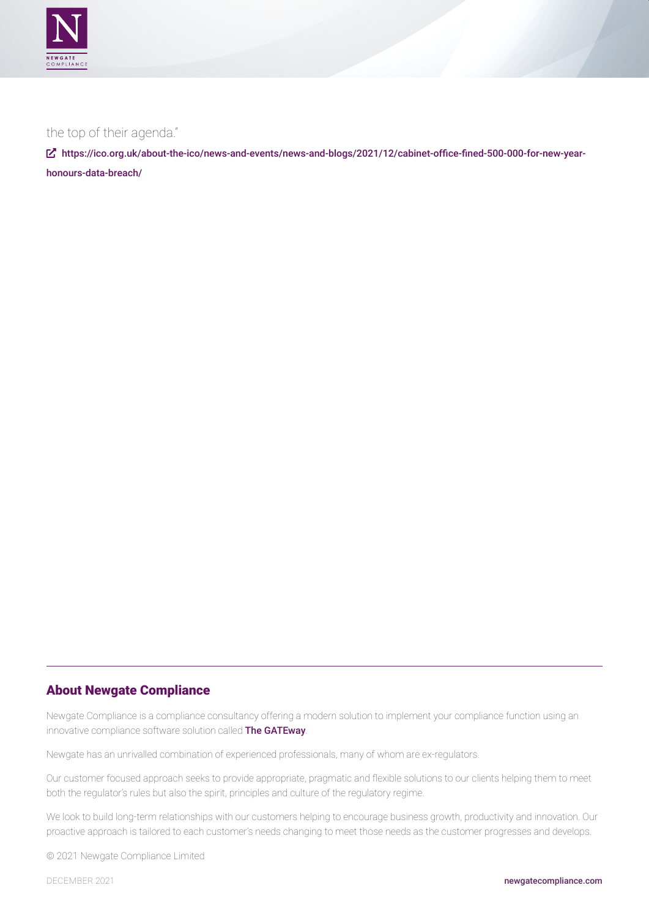the top of their agenda."

https://ico.org.uk/about-the-ico/news-and-events/news-and-blogs/2021/12/cabinet-office-fined-500-000-for-new-year-honours-data-breach/

---

## About Newgate Compliance

Newgate Compliance is a compliance consultancy offering a modern solution to implement your compliance function using an innovative compliance software solution called **The GATEway**.

Newgate has an unrivalled combination of experienced professionals, many of whom are ex-regulators.

Our customer focused approach seeks to provide appropriate, pragmatic and flexible solutions to our clients helping them to meet both the regulator's rules but also the spirit, principles and culture of the regulatory regime.

We look to build long-term relationships with our customers helping to encourage business growth, productivity and innovation. Our proactive approach is tailored to each customer's needs changing to meet those needs as the customer progresses and develops.

© 2021 Newgate Compliance Limited